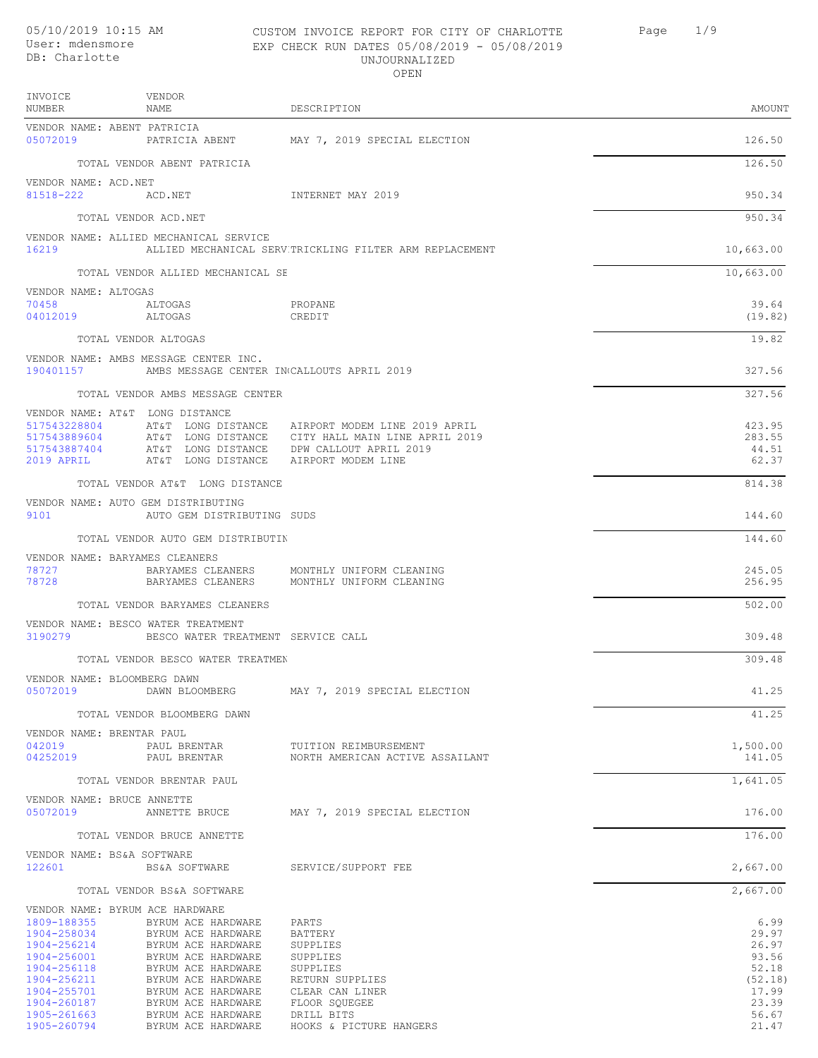05/10/2019 10:15 AM
User: mdensmore
DB: Charlotte

# CUSTOM INVOICE REPORT FOR CITY OF CHARLOTTE
EXP CHECK RUN DATES 05/08/2019 - 05/08/2019
UNJOURNALIZED
OPEN

| INVOICE NUMBER | VENDOR NAME | DESCRIPTION | AMOUNT |
|---|---|---|---|
| VENDOR NAME: ABENT PATRICIA | | | |
| 05072019 | PATRICIA ABENT | MAY 7, 2019 SPECIAL ELECTION | 126.50 |
| | TOTAL VENDOR ABENT PATRICIA | | 126.50 |
| VENDOR NAME: ACD.NET | | | |
| 81518-222 | ACD.NET | INTERNET MAY 2019 | 950.34 |
| | TOTAL VENDOR ACD.NET | | 950.34 |
| VENDOR NAME: ALLIED MECHANICAL SERVICE | | | |
| 16219 | ALLIED MECHANICAL SERV | TRICKLING FILTER ARM REPLACEMENT | 10,663.00 |
| | TOTAL VENDOR ALLIED MECHANICAL SE | | 10,663.00 |
| VENDOR NAME: ALTOGAS | | | |
| 70458 | ALTOGAS | PROPANE | 39.64 |
| 04012019 | ALTOGAS | CREDIT | (19.82) |
| | TOTAL VENDOR ALTOGAS | | 19.82 |
| VENDOR NAME: AMBS MESSAGE CENTER INC. | | | |
| 190401157 | AMBS MESSAGE CENTER IN | CALLOUTS APRIL 2019 | 327.56 |
| | TOTAL VENDOR AMBS MESSAGE CENTER | | 327.56 |
| VENDOR NAME: AT&T LONG DISTANCE | | | |
| 517543228804 | AT&T LONG DISTANCE | AIRPORT MODEM LINE 2019 APRIL | 423.95 |
| 517543889604 | AT&T LONG DISTANCE | CITY HALL MAIN LINE APRIL 2019 | 283.55 |
| 517543887404 | AT&T LONG DISTANCE | DPW CALLOUT APRIL 2019 | 44.51 |
| 2019 APRIL | AT&T LONG DISTANCE | AIRPORT MODEM LINE | 62.37 |
| | TOTAL VENDOR AT&T LONG DISTANCE | | 814.38 |
| VENDOR NAME: AUTO GEM DISTRIBUTING | | | |
| 9101 | AUTO GEM DISTRIBUTING | SUDS | 144.60 |
| | TOTAL VENDOR AUTO GEM DISTRIBUTIN | | 144.60 |
| VENDOR NAME: BARYAMES CLEANERS | | | |
| 78727 | BARYAMES CLEANERS | MONTHLY UNIFORM CLEANING | 245.05 |
| 78728 | BARYAMES CLEANERS | MONTHLY UNIFORM CLEANING | 256.95 |
| | TOTAL VENDOR BARYAMES CLEANERS | | 502.00 |
| VENDOR NAME: BESCO WATER TREATMENT | | | |
| 3190279 | BESCO WATER TREATMENT | SERVICE CALL | 309.48 |
| | TOTAL VENDOR BESCO WATER TREATMEN | | 309.48 |
| VENDOR NAME: BLOOMBERG DAWN | | | |
| 05072019 | DAWN BLOOMBERG | MAY 7, 2019 SPECIAL ELECTION | 41.25 |
| | TOTAL VENDOR BLOOMBERG DAWN | | 41.25 |
| VENDOR NAME: BRENTAR PAUL | | | |
| 042019 | PAUL BRENTAR | TUITION REIMBURSEMENT | 1,500.00 |
| 04252019 | PAUL BRENTAR | NORTH AMERICAN ACTIVE ASSAILANT | 141.05 |
| | TOTAL VENDOR BRENTAR PAUL | | 1,641.05 |
| VENDOR NAME: BRUCE ANNETTE | | | |
| 05072019 | ANNETTE BRUCE | MAY 7, 2019 SPECIAL ELECTION | 176.00 |
| | TOTAL VENDOR BRUCE ANNETTE | | 176.00 |
| VENDOR NAME: BS&A SOFTWARE | | | |
| 122601 | BS&A SOFTWARE | SERVICE/SUPPORT FEE | 2,667.00 |
| | TOTAL VENDOR BS&A SOFTWARE | | 2,667.00 |
| VENDOR NAME: BYRUM ACE HARDWARE | | | |
| 1809-188355 | BYRUM ACE HARDWARE | PARTS | 6.99 |
| 1904-258034 | BYRUM ACE HARDWARE | BATTERY | 29.97 |
| 1904-256214 | BYRUM ACE HARDWARE | SUPPLIES | 26.97 |
| 1904-256001 | BYRUM ACE HARDWARE | SUPPLIES | 93.56 |
| 1904-256118 | BYRUM ACE HARDWARE | SUPPLIES | 52.18 |
| 1904-256211 | BYRUM ACE HARDWARE | RETURN SUPPLIES | (52.18) |
| 1904-255701 | BYRUM ACE HARDWARE | CLEAR CAN LINER | 17.99 |
| 1904-260187 | BYRUM ACE HARDWARE | FLOOR SQUEGEE | 23.39 |
| 1905-261663 | BYRUM ACE HARDWARE | DRILL BITS | 56.67 |
| 1905-260794 | BYRUM ACE HARDWARE | HOOKS & PICTURE HANGERS | 21.47 |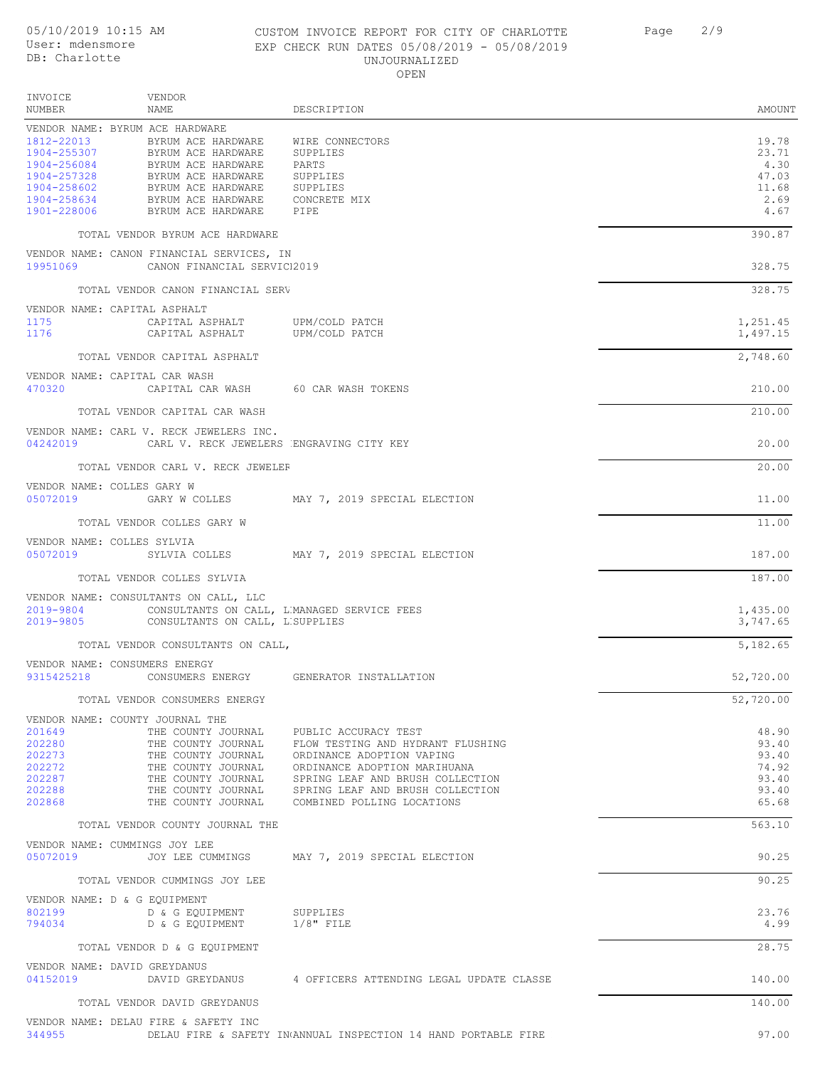CUSTOM INVOICE REPORT FOR CITY OF CHARLOTTE
EXP CHECK RUN DATES 05/08/2019 - 05/08/2019
UNJOURNALIZED
OPEN

05/10/2019 10:15 AM
User: mdensmore
DB: Charlotte

| INVOICE NUMBER | VENDOR NAME | DESCRIPTION | AMOUNT |
|---|---|---|---|
| VENDOR NAME: BYRUM ACE HARDWARE | | | |
| 1812-22013 | BYRUM ACE HARDWARE | WIRE CONNECTORS | 19.78 |
| 1904-255307 | BYRUM ACE HARDWARE | SUPPLIES | 23.71 |
| 1904-256084 | BYRUM ACE HARDWARE | PARTS | 4.30 |
| 1904-257328 | BYRUM ACE HARDWARE | SUPPLIES | 47.03 |
| 1904-258602 | BYRUM ACE HARDWARE | SUPPLIES | 11.68 |
| 1904-258634 | BYRUM ACE HARDWARE | CONCRETE MIX | 2.69 |
| 1901-228006 | BYRUM ACE HARDWARE | PIPE | 4.67 |
| | TOTAL VENDOR BYRUM ACE HARDWARE | | 390.87 |
| VENDOR NAME: CANON FINANCIAL SERVICES, IN | | | |
| 19951069 | CANON FINANCIAL SERVIC | 2019 | 328.75 |
| | TOTAL VENDOR CANON FINANCIAL SERV | | 328.75 |
| VENDOR NAME: CAPITAL ASPHALT | | | |
| 1175 | CAPITAL ASPHALT | UPM/COLD PATCH | 1,251.45 |
| 1176 | CAPITAL ASPHALT | UPM/COLD PATCH | 1,497.15 |
| | TOTAL VENDOR CAPITAL ASPHALT | | 2,748.60 |
| VENDOR NAME: CAPITAL CAR WASH | | | |
| 470320 | CAPITAL CAR WASH | 60 CAR WASH TOKENS | 210.00 |
| | TOTAL VENDOR CAPITAL CAR WASH | | 210.00 |
| VENDOR NAME: CARL V. RECK JEWELERS INC. | | | |
| 04242019 | CARL V. RECK JEWELERS | ENGRAVING CITY KEY | 20.00 |
| | TOTAL VENDOR CARL V. RECK JEWELER | | 20.00 |
| VENDOR NAME: COLLES GARY W | | | |
| 05072019 | GARY W COLLES | MAY 7, 2019 SPECIAL ELECTION | 11.00 |
| | TOTAL VENDOR COLLES GARY W | | 11.00 |
| VENDOR NAME: COLLES SYLVIA | | | |
| 05072019 | SYLVIA COLLES | MAY 7, 2019 SPECIAL ELECTION | 187.00 |
| | TOTAL VENDOR COLLES SYLVIA | | 187.00 |
| VENDOR NAME: CONSULTANTS ON CALL, LLC | | | |
| 2019-9804 | CONSULTANTS ON CALL, L | MANAGED SERVICE FEES | 1,435.00 |
| 2019-9805 | CONSULTANTS ON CALL, L | SUPPLIES | 3,747.65 |
| | TOTAL VENDOR CONSULTANTS ON CALL, | | 5,182.65 |
| VENDOR NAME: CONSUMERS ENERGY | | | |
| 9315425218 | CONSUMERS ENERGY | GENERATOR INSTALLATION | 52,720.00 |
| | TOTAL VENDOR CONSUMERS ENERGY | | 52,720.00 |
| VENDOR NAME: COUNTY JOURNAL THE | | | |
| 201649 | THE COUNTY JOURNAL | PUBLIC ACCURACY TEST | 48.90 |
| 202280 | THE COUNTY JOURNAL | FLOW TESTING AND HYDRANT FLUSHING | 93.40 |
| 202273 | THE COUNTY JOURNAL | ORDINANCE ADOPTION VAPING | 93.40 |
| 202272 | THE COUNTY JOURNAL | ORDINANCE ADOPTION MARIHUANA | 74.92 |
| 202287 | THE COUNTY JOURNAL | SPRING LEAF AND BRUSH COLLECTION | 93.40 |
| 202288 | THE COUNTY JOURNAL | SPRING LEAF AND BRUSH COLLECTION | 93.40 |
| 202868 | THE COUNTY JOURNAL | COMBINED POLLING LOCATIONS | 65.68 |
| | TOTAL VENDOR COUNTY JOURNAL THE | | 563.10 |
| VENDOR NAME: CUMMINGS JOY LEE | | | |
| 05072019 | JOY LEE CUMMINGS | MAY 7, 2019 SPECIAL ELECTION | 90.25 |
| | TOTAL VENDOR CUMMINGS JOY LEE | | 90.25 |
| VENDOR NAME: D & G EQUIPMENT | | | |
| 802199 | D & G EQUIPMENT | SUPPLIES | 23.76 |
| 794034 | D & G EQUIPMENT | 1/8" FILE | 4.99 |
| | TOTAL VENDOR D & G EQUIPMENT | | 28.75 |
| VENDOR NAME: DAVID GREYDANUS | | | |
| 04152019 | DAVID GREYDANUS | 4 OFFICERS ATTENDING LEGAL UPDATE CLASSE | 140.00 |
| | TOTAL VENDOR DAVID GREYDANUS | | 140.00 |
| VENDOR NAME: DELAU FIRE & SAFETY INC | | | |
| 344955 | DELAU FIRE & SAFETY IN | ANNUAL INSPECTION 14 HAND PORTABLE FIRE | 97.00 |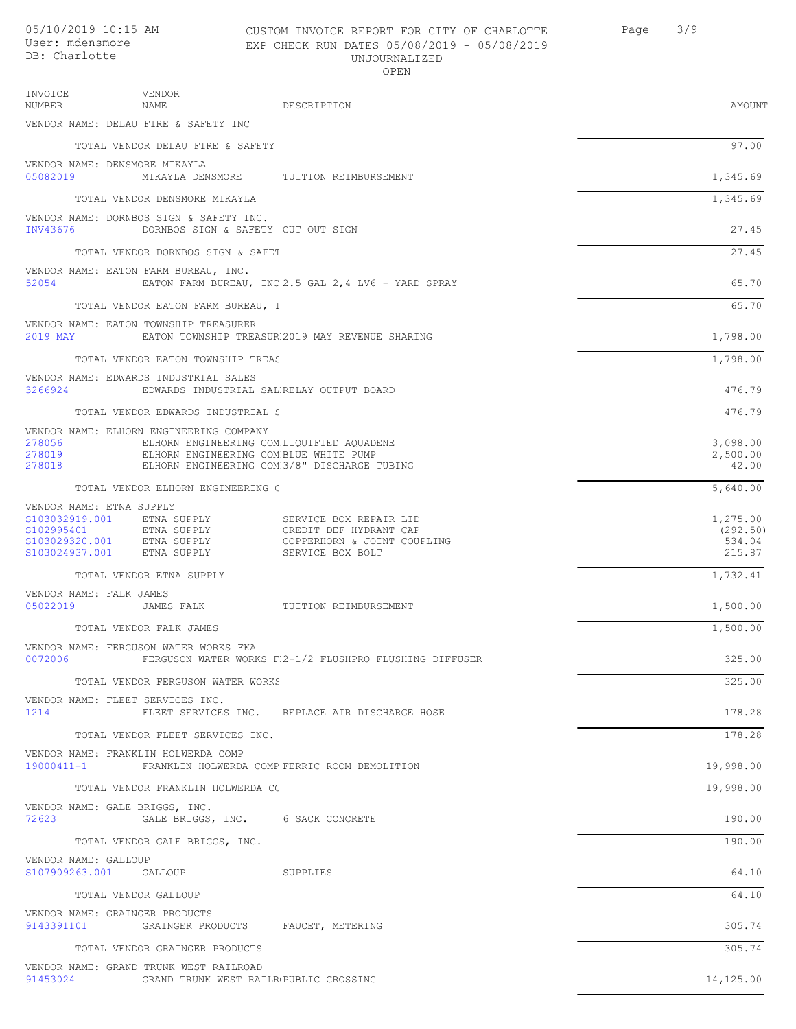CUSTOM INVOICE REPORT FOR CITY OF CHARLOTTE
EXP CHECK RUN DATES 05/08/2019 - 05/08/2019
UNJOURNALIZED
OPEN

05/10/2019 10:15 AM
User: mdensmore
DB: Charlotte

| INVOICE NUMBER | VENDOR NAME | DESCRIPTION | AMOUNT |
|---|---|---|---|
| VENDOR NAME: DELAU FIRE & SAFETY INC | | | |
| | TOTAL VENDOR DELAU FIRE & SAFETY | | 97.00 |
| VENDOR NAME: DENSMORE MIKAYLA | | | |
| 05082019 | MIKAYLA DENSMORE | TUITION REIMBURSEMENT | 1,345.69 |
| | TOTAL VENDOR DENSMORE MIKAYLA | | 1,345.69 |
| VENDOR NAME: DORNBOS SIGN & SAFETY INC. | | | |
| INV43676 | DORNBOS SIGN & SAFETY | CUT OUT SIGN | 27.45 |
| | TOTAL VENDOR DORNBOS SIGN & SAFET | | 27.45 |
| VENDOR NAME: EATON FARM BUREAU, INC. | | | |
| 52054 | EATON FARM BUREAU, INC | 2.5 GAL 2,4 LV6 - YARD SPRAY | 65.70 |
| | TOTAL VENDOR EATON FARM BUREAU, I | | 65.70 |
| VENDOR NAME: EATON TOWNSHIP TREASURER | | | |
| 2019 MAY | EATON TOWNSHIP TREASURI | 2019 MAY REVENUE SHARING | 1,798.00 |
| | TOTAL VENDOR EATON TOWNSHIP TREAS | | 1,798.00 |
| VENDOR NAME: EDWARDS INDUSTRIAL SALES | | | |
| 3266924 | EDWARDS INDUSTRIAL SALI | RELAY OUTPUT BOARD | 476.79 |
| | TOTAL VENDOR EDWARDS INDUSTRIAL S | | 476.79 |
| VENDOR NAME: ELHORN ENGINEERING COMPANY | | | |
| 278056 | ELHORN ENGINEERING COM | LIQUIFIED AQUADENE | 3,098.00 |
| 278019 | ELHORN ENGINEERING COM | BLUE WHITE PUMP | 2,500.00 |
| 278018 | ELHORN ENGINEERING COM | 3/8" DISCHARGE TUBING | 42.00 |
| | TOTAL VENDOR ELHORN ENGINEERING C | | 5,640.00 |
| VENDOR NAME: ETNA SUPPLY | | | |
| S103032919.001 | ETNA SUPPLY | SERVICE BOX REPAIR LID | 1,275.00 |
| S102995401 | ETNA SUPPLY | CREDIT DEF HYDRANT CAP | (292.50) |
| S103029320.001 | ETNA SUPPLY | COPPERHORN & JOINT COUPLING | 534.04 |
| S103024937.001 | ETNA SUPPLY | SERVICE BOX BOLT | 215.87 |
| | TOTAL VENDOR ETNA SUPPLY | | 1,732.41 |
| VENDOR NAME: FALK JAMES | | | |
| 05022019 | JAMES FALK | TUITION REIMBURSEMENT | 1,500.00 |
| | TOTAL VENDOR FALK JAMES | | 1,500.00 |
| VENDOR NAME: FERGUSON WATER WORKS FKA | | | |
| 0072006 | FERGUSON WATER WORKS FI | 2-1/2 FLUSHPRO FLUSHING DIFFUSER | 325.00 |
| | TOTAL VENDOR FERGUSON WATER WORKS | | 325.00 |
| VENDOR NAME: FLEET SERVICES INC. | | | |
| 1214 | FLEET SERVICES INC. | REPLACE AIR DISCHARGE HOSE | 178.28 |
| | TOTAL VENDOR FLEET SERVICES INC. | | 178.28 |
| VENDOR NAME: FRANKLIN HOLWERDA COMP | | | |
| 19000411-1 | FRANKLIN HOLWERDA COMP | FERRIC ROOM DEMOLITION | 19,998.00 |
| | TOTAL VENDOR FRANKLIN HOLWERDA CC | | 19,998.00 |
| VENDOR NAME: GALE BRIGGS, INC. | | | |
| 72623 | GALE BRIGGS, INC. | 6 SACK CONCRETE | 190.00 |
| | TOTAL VENDOR GALE BRIGGS, INC. | | 190.00 |
| VENDOR NAME: GALLOUP | | | |
| S107909263.001 | GALLOUP | SUPPLIES | 64.10 |
| | TOTAL VENDOR GALLOUP | | 64.10 |
| VENDOR NAME: GRAINGER PRODUCTS | | | |
| 9143391101 | GRAINGER PRODUCTS | FAUCET, METERING | 305.74 |
| | TOTAL VENDOR GRAINGER PRODUCTS | | 305.74 |
| VENDOR NAME: GRAND TRUNK WEST RAILROAD | | | |
| 91453024 | GRAND TRUNK WEST RAILR | PUBLIC CROSSING | 14,125.00 |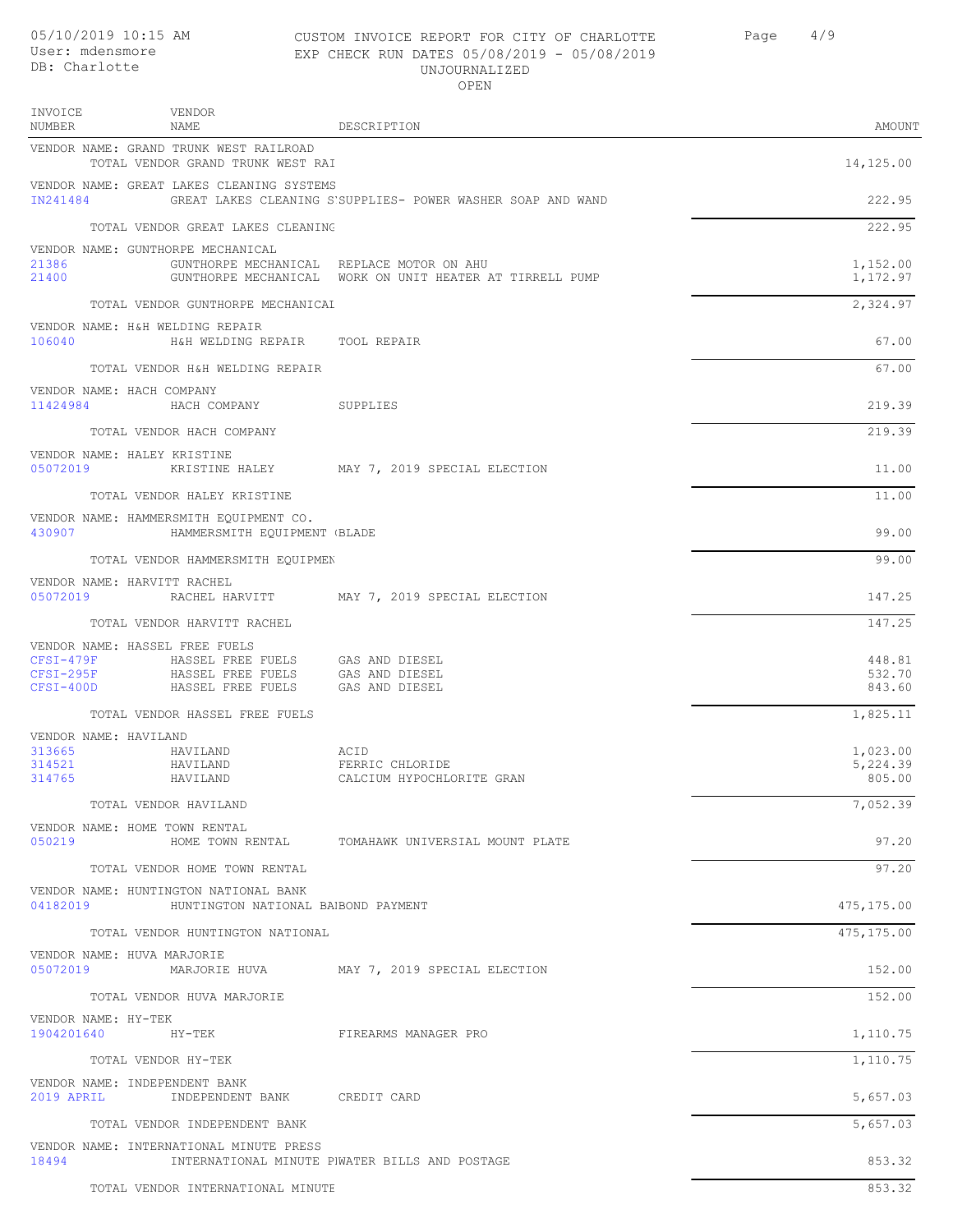05/10/2019 10:15 AM
User: mdensmore
DB: Charlotte

CUSTOM INVOICE REPORT FOR CITY OF CHARLOTTE
EXP CHECK RUN DATES 05/08/2019 - 05/08/2019
UNJOURNALIZED
OPEN

| INVOICE NUMBER | VENDOR NAME | DESCRIPTION | AMOUNT |
|---|---|---|---|
| VENDOR NAME: GRAND TRUNK WEST RAILROAD | | | |
| | TOTAL VENDOR GRAND TRUNK WEST RAI | | 14,125.00 |
| VENDOR NAME: GREAT LAKES CLEANING SYSTEMS | | | |
| IN241484 | GREAT LAKES CLEANING S' | SUPPLIES- POWER WASHER SOAP AND WAND | 222.95 |
| | TOTAL VENDOR GREAT LAKES CLEANING | | 222.95 |
| VENDOR NAME: GUNTHORPE MECHANICAL | | | |
| 21386 | GUNTHORPE MECHANICAL | REPLACE MOTOR ON AHU | 1,152.00 |
| 21400 | GUNTHORPE MECHANICAL | WORK ON UNIT HEATER AT TIRRELL PUMP | 1,172.97 |
| | TOTAL VENDOR GUNTHORPE MECHANICAL | | 2,324.97 |
| VENDOR NAME: H&H WELDING REPAIR | | | |
| 106040 | H&H WELDING REPAIR | TOOL REPAIR | 67.00 |
| | TOTAL VENDOR H&H WELDING REPAIR | | 67.00 |
| VENDOR NAME: HACH COMPANY | | | |
| 11424984 | HACH COMPANY | SUPPLIES | 219.39 |
| | TOTAL VENDOR HACH COMPANY | | 219.39 |
| VENDOR NAME: HALEY KRISTINE | | | |
| 05072019 | KRISTINE HALEY | MAY 7, 2019 SPECIAL ELECTION | 11.00 |
| | TOTAL VENDOR HALEY KRISTINE | | 11.00 |
| VENDOR NAME: HAMMERSMITH EQUIPMENT CO. | | | |
| 430907 | HAMMERSMITH EQUIPMENT ( | BLADE | 99.00 |
| | TOTAL VENDOR HAMMERSMITH EQUIPMEN | | 99.00 |
| VENDOR NAME: HARVITT RACHEL | | | |
| 05072019 | RACHEL HARVITT | MAY 7, 2019 SPECIAL ELECTION | 147.25 |
| | TOTAL VENDOR HARVITT RACHEL | | 147.25 |
| VENDOR NAME: HASSEL FREE FUELS | | | |
| CFSI-479F | HASSEL FREE FUELS | GAS AND DIESEL | 448.81 |
| CFSI-295F | HASSEL FREE FUELS | GAS AND DIESEL | 532.70 |
| CFSI-400D | HASSEL FREE FUELS | GAS AND DIESEL | 843.60 |
| | TOTAL VENDOR HASSEL FREE FUELS | | 1,825.11 |
| VENDOR NAME: HAVILAND | | | |
| 313665 | HAVILAND | ACID | 1,023.00 |
| 314521 | HAVILAND | FERRIC CHLORIDE | 5,224.39 |
| 314765 | HAVILAND | CALCIUM HYPOCHLORITE GRAN | 805.00 |
| | TOTAL VENDOR HAVILAND | | 7,052.39 |
| VENDOR NAME: HOME TOWN RENTAL | | | |
| 050219 | HOME TOWN RENTAL | TOMAHAWK UNIVERSIAL MOUNT PLATE | 97.20 |
| | TOTAL VENDOR HOME TOWN RENTAL | | 97.20 |
| VENDOR NAME: HUNTINGTON NATIONAL BANK | | | |
| 04182019 | HUNTINGTON NATIONAL BAI | BOND PAYMENT | 475,175.00 |
| | TOTAL VENDOR HUNTINGTON NATIONAL | | 475,175.00 |
| VENDOR NAME: HUVA MARJORIE | | | |
| 05072019 | MARJORIE HUVA | MAY 7, 2019 SPECIAL ELECTION | 152.00 |
| | TOTAL VENDOR HUVA MARJORIE | | 152.00 |
| VENDOR NAME: HY-TEK | | | |
| 1904201640 | HY-TEK | FIREARMS MANAGER PRO | 1,110.75 |
| | TOTAL VENDOR HY-TEK | | 1,110.75 |
| VENDOR NAME: INDEPENDENT BANK | | | |
| 2019 APRIL | INDEPENDENT BANK | CREDIT CARD | 5,657.03 |
| | TOTAL VENDOR INDEPENDENT BANK | | 5,657.03 |
| VENDOR NAME: INTERNATIONAL MINUTE PRESS | | | |
| 18494 | INTERNATIONAL MINUTE PI | WATER BILLS AND POSTAGE | 853.32 |
| | TOTAL VENDOR INTERNATIONAL MINUTE | | 853.32 |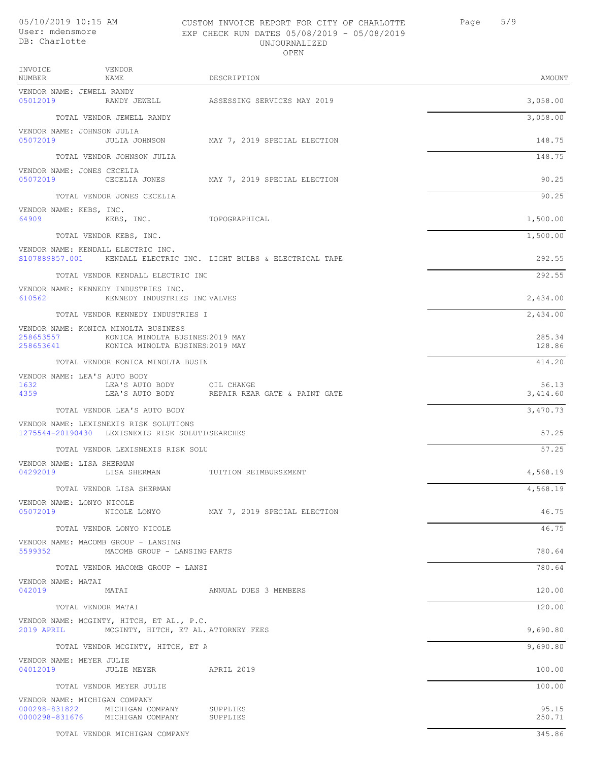| INVOICE NUMBER | VENDOR NAME | DESCRIPTION | AMOUNT |
|---|---|---|---|
| VENDOR NAME: JEWELL RANDY | | | |
| 05012019 | RANDY JEWELL | ASSESSING SERVICES MAY 2019 | 3,058.00 |
| | TOTAL VENDOR JEWELL RANDY | | 3,058.00 |
| VENDOR NAME: JOHNSON JULIA | | | |
| 05072019 | JULIA JOHNSON | MAY 7, 2019 SPECIAL ELECTION | 148.75 |
| | TOTAL VENDOR JOHNSON JULIA | | 148.75 |
| VENDOR NAME: JONES CECELIA | | | |
| 05072019 | CECELIA JONES | MAY 7, 2019 SPECIAL ELECTION | 90.25 |
| | TOTAL VENDOR JONES CECELIA | | 90.25 |
| VENDOR NAME: KEBS, INC. | | | |
| 64909 | KEBS, INC. | TOPOGRAPHICAL | 1,500.00 |
| | TOTAL VENDOR KEBS, INC. | | 1,500.00 |
| VENDOR NAME: KENDALL ELECTRIC INC. | | | |
| S107889857.001 | KENDALL ELECTRIC INC. | LIGHT BULBS & ELECTRICAL TAPE | 292.55 |
| | TOTAL VENDOR KENDALL ELECTRIC INC | | 292.55 |
| VENDOR NAME: KENNEDY INDUSTRIES INC. | | | |
| 610562 | KENNEDY INDUSTRIES INC | VALVES | 2,434.00 |
| | TOTAL VENDOR KENNEDY INDUSTRIES I | | 2,434.00 |
| VENDOR NAME: KONICA MINOLTA BUSINESS | | | |
| 258653557 | KONICA MINOLTA BUSINES | 2019 MAY | 285.34 |
| 258653641 | KONICA MINOLTA BUSINES | 2019 MAY | 128.86 |
| | TOTAL VENDOR KONICA MINOLTA BUSIN | | 414.20 |
| VENDOR NAME: LEA'S AUTO BODY | | | |
| 1632 | LEA'S AUTO BODY | OIL CHANGE | 56.13 |
| 4359 | LEA'S AUTO BODY | REPAIR REAR GATE & PAINT GATE | 3,414.60 |
| | TOTAL VENDOR LEA'S AUTO BODY | | 3,470.73 |
| VENDOR NAME: LEXISNEXIS RISK SOLUTIONS | | | |
| 1275544-20190430 | LEXISNEXIS RISK SOLUTI | SEARCHES | 57.25 |
| | TOTAL VENDOR LEXISNEXIS RISK SOLU | | 57.25 |
| VENDOR NAME: LISA SHERMAN | | | |
| 04292019 | LISA SHERMAN | TUITION REIMBURSEMENT | 4,568.19 |
| | TOTAL VENDOR LISA SHERMAN | | 4,568.19 |
| VENDOR NAME: LONYO NICOLE | | | |
| 05072019 | NICOLE LONYO | MAY 7, 2019 SPECIAL ELECTION | 46.75 |
| | TOTAL VENDOR LONYO NICOLE | | 46.75 |
| VENDOR NAME: MACOMB GROUP - LANSING | | | |
| 5599352 | MACOMB GROUP - LANSING | PARTS | 780.64 |
| | TOTAL VENDOR MACOMB GROUP - LANSI | | 780.64 |
| VENDOR NAME: MATAI | | | |
| 042019 | MATAI | ANNUAL DUES 3 MEMBERS | 120.00 |
| | TOTAL VENDOR MATAI | | 120.00 |
| VENDOR NAME: MCGINTY, HITCH, ET AL., P.C. | | | |
| 2019 APRIL | MCGINTY, HITCH, ET AL. | ATTORNEY FEES | 9,690.80 |
| | TOTAL VENDOR MCGINTY, HITCH, ET A | | 9,690.80 |
| VENDOR NAME: MEYER JULIE | | | |
| 04012019 | JULIE MEYER | APRIL 2019 | 100.00 |
| | TOTAL VENDOR MEYER JULIE | | 100.00 |
| VENDOR NAME: MICHIGAN COMPANY | | | |
| 000298-831822 | MICHIGAN COMPANY | SUPPLIES | 95.15 |
| 0000298-831676 | MICHIGAN COMPANY | SUPPLIES | 250.71 |
| | TOTAL VENDOR MICHIGAN COMPANY | | 345.86 |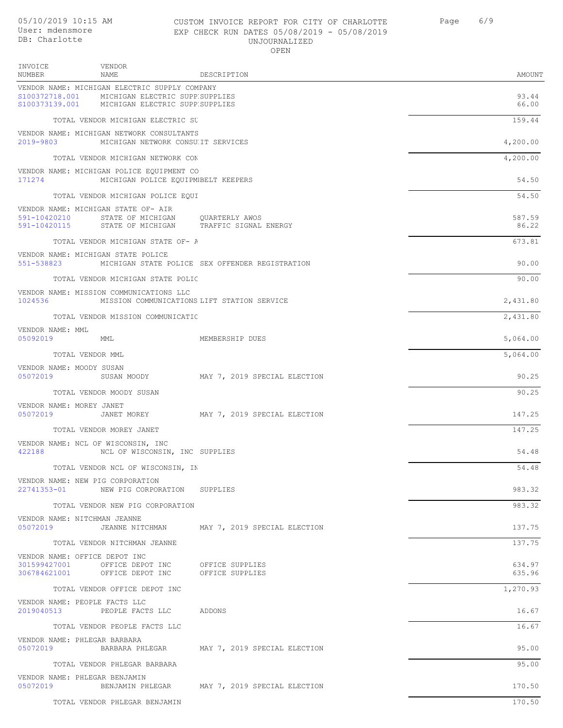05/10/2019 10:15 AM
User: mdensmore
DB: Charlotte

CUSTOM INVOICE REPORT FOR CITY OF CHARLOTTE
EXP CHECK RUN DATES 05/08/2019 - 05/08/2019
UNJOURNALIZED
OPEN

| INVOICE NUMBER | VENDOR NAME | DESCRIPTION | AMOUNT |
|---|---|---|---|
| VENDOR NAME: MICHIGAN ELECTRIC SUPPLY COMPANY | | | |
| S100372718.001 | MICHIGAN ELECTRIC SUPP | SUPPLIES | 93.44 |
| S100373139.001 | MICHIGAN ELECTRIC SUPP | SUPPLIES | 66.00 |
| | TOTAL VENDOR MICHIGAN ELECTRIC SU | | 159.44 |
| VENDOR NAME: MICHIGAN NETWORK CONSULTANTS | | | |
| 2019-9803 | MICHIGAN NETWORK CONSU | IT SERVICES | 4,200.00 |
| | TOTAL VENDOR MICHIGAN NETWORK CON | | 4,200.00 |
| VENDOR NAME: MICHIGAN POLICE EQUIPMENT CO | | | |
| 171274 | MICHIGAN POLICE EQUIPM | BELT KEEPERS | 54.50 |
| | TOTAL VENDOR MICHIGAN POLICE EQUI | | 54.50 |
| VENDOR NAME: MICHIGAN STATE OF- AIR | | | |
| 591-10420210 | STATE OF MICHIGAN | QUARTERLY AWOS | 587.59 |
| 591-10420115 | STATE OF MICHIGAN | TRAFFIC SIGNAL ENERGY | 86.22 |
| | TOTAL VENDOR MICHIGAN STATE OF- A | | 673.81 |
| VENDOR NAME: MICHIGAN STATE POLICE | | | |
| 551-538823 | MICHIGAN STATE POLICE | SEX OFFENDER REGISTRATION | 90.00 |
| | TOTAL VENDOR MICHIGAN STATE POLIC | | 90.00 |
| VENDOR NAME: MISSION COMMUNICATIONS LLC | | | |
| 1024536 | MISSION COMMUNICATIONS | LIFT STATION SERVICE | 2,431.80 |
| | TOTAL VENDOR MISSION COMMUNICATIC | | 2,431.80 |
| VENDOR NAME: MML | | | |
| 05092019 | MML | MEMBERSHIP DUES | 5,064.00 |
| | TOTAL VENDOR MML | | 5,064.00 |
| VENDOR NAME: MOODY SUSAN | | | |
| 05072019 | SUSAN MOODY | MAY 7, 2019 SPECIAL ELECTION | 90.25 |
| | TOTAL VENDOR MOODY SUSAN | | 90.25 |
| VENDOR NAME: MOREY JANET | | | |
| 05072019 | JANET MOREY | MAY 7, 2019 SPECIAL ELECTION | 147.25 |
| | TOTAL VENDOR MOREY JANET | | 147.25 |
| VENDOR NAME: NCL OF WISCONSIN, INC | | | |
| 422188 | NCL OF WISCONSIN, INC | SUPPLIES | 54.48 |
| | TOTAL VENDOR NCL OF WISCONSIN, IN | | 54.48 |
| VENDOR NAME: NEW PIG CORPORATION | | | |
| 22741353-01 | NEW PIG CORPORATION | SUPPLIES | 983.32 |
| | TOTAL VENDOR NEW PIG CORPORATION | | 983.32 |
| VENDOR NAME: NITCHMAN JEANNE | | | |
| 05072019 | JEANNE NITCHMAN | MAY 7, 2019 SPECIAL ELECTION | 137.75 |
| | TOTAL VENDOR NITCHMAN JEANNE | | 137.75 |
| VENDOR NAME: OFFICE DEPOT INC | | | |
| 301599427001 | OFFICE DEPOT INC | OFFICE SUPPLIES | 634.97 |
| 306784621001 | OFFICE DEPOT INC | OFFICE SUPPLIES | 635.96 |
| | TOTAL VENDOR OFFICE DEPOT INC | | 1,270.93 |
| VENDOR NAME: PEOPLE FACTS LLC | | | |
| 2019040513 | PEOPLE FACTS LLC | ADDONS | 16.67 |
| | TOTAL VENDOR PEOPLE FACTS LLC | | 16.67 |
| VENDOR NAME: PHLEGAR BARBARA | | | |
| 05072019 | BARBARA PHLEGAR | MAY 7, 2019 SPECIAL ELECTION | 95.00 |
| | TOTAL VENDOR PHLEGAR BARBARA | | 95.00 |
| VENDOR NAME: PHLEGAR BENJAMIN | | | |
| 05072019 | BENJAMIN PHLEGAR | MAY 7, 2019 SPECIAL ELECTION | 170.50 |
| | TOTAL VENDOR PHLEGAR BENJAMIN | | 170.50 |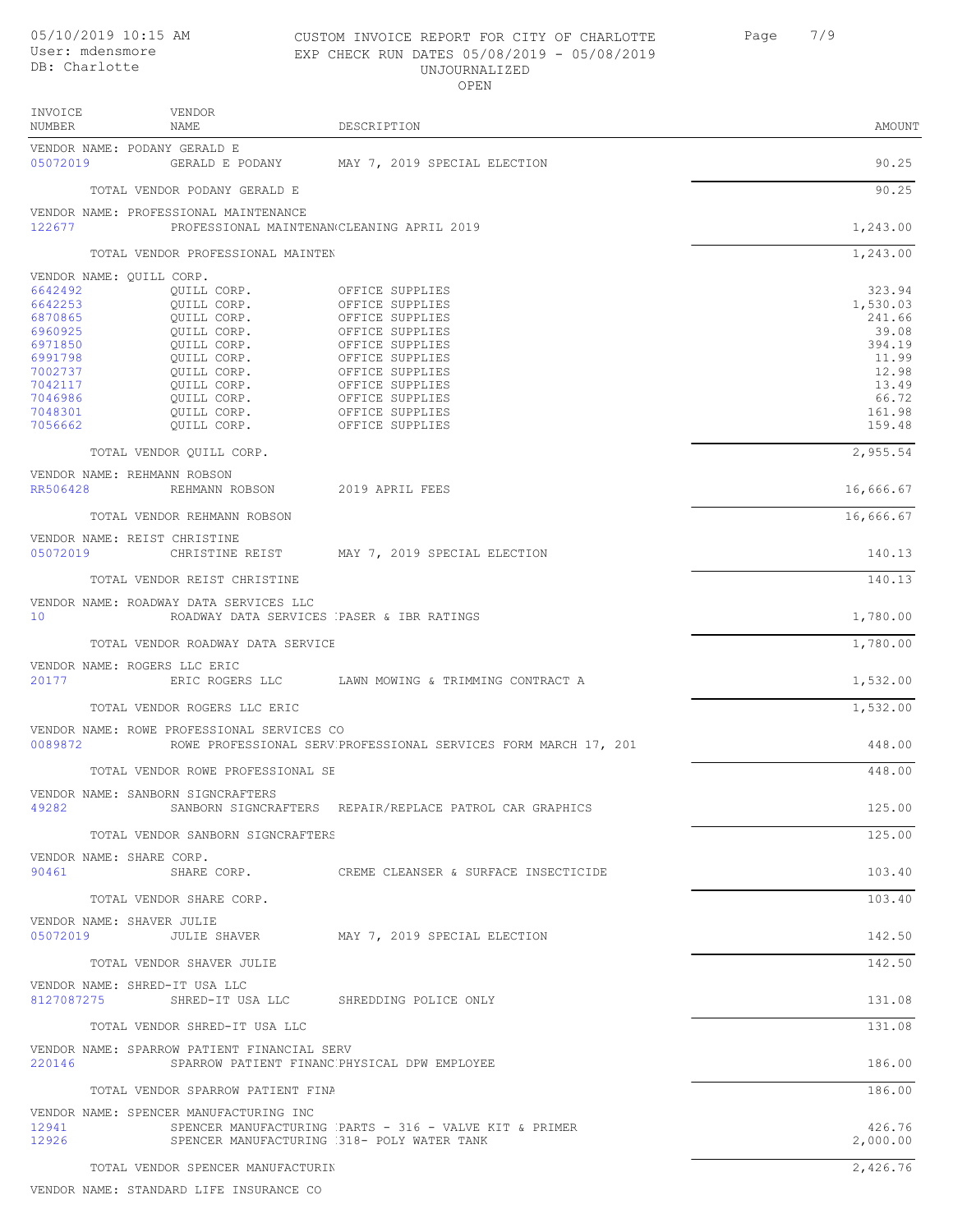05/10/2019 10:15 AM
User: mdensmore
DB: Charlotte

CUSTOM INVOICE REPORT FOR CITY OF CHARLOTTE
EXP CHECK RUN DATES 05/08/2019 - 05/08/2019
UNJOURNALIZED
OPEN

| INVOICE NUMBER | VENDOR NAME | DESCRIPTION | AMOUNT |
|---|---|---|---|
| VENDOR NAME: PODANY GERALD E | | | |
| 05072019 | GERALD E PODANY | MAY 7, 2019 SPECIAL ELECTION | 90.25 |
| | TOTAL VENDOR PODANY GERALD E | | 90.25 |
| VENDOR NAME: PROFESSIONAL MAINTENANCE | | | |
| 122677 | PROFESSIONAL MAINTENAN | CLEANING APRIL 2019 | 1,243.00 |
| | TOTAL VENDOR PROFESSIONAL MAINTEN | | 1,243.00 |
| VENDOR NAME: QUILL CORP. | | | |
| 6642492 | QUILL CORP. | OFFICE SUPPLIES | 323.94 |
| 6642253 | QUILL CORP. | OFFICE SUPPLIES | 1,530.03 |
| 6870865 | QUILL CORP. | OFFICE SUPPLIES | 241.66 |
| 6960925 | QUILL CORP. | OFFICE SUPPLIES | 39.08 |
| 6971850 | QUILL CORP. | OFFICE SUPPLIES | 394.19 |
| 6991798 | QUILL CORP. | OFFICE SUPPLIES | 11.99 |
| 7002737 | QUILL CORP. | OFFICE SUPPLIES | 12.98 |
| 7042117 | QUILL CORP. | OFFICE SUPPLIES | 13.49 |
| 7046986 | QUILL CORP. | OFFICE SUPPLIES | 66.72 |
| 7048301 | QUILL CORP. | OFFICE SUPPLIES | 161.98 |
| 7056662 | QUILL CORP. | OFFICE SUPPLIES | 159.48 |
| | TOTAL VENDOR QUILL CORP. | | 2,955.54 |
| VENDOR NAME: REHMANN ROBSON | | | |
| RR506428 | REHMANN ROBSON | 2019 APRIL FEES | 16,666.67 |
| | TOTAL VENDOR REHMANN ROBSON | | 16,666.67 |
| VENDOR NAME: REIST CHRISTINE | | | |
| 05072019 | CHRISTINE REIST | MAY 7, 2019 SPECIAL ELECTION | 140.13 |
| | TOTAL VENDOR REIST CHRISTINE | | 140.13 |
| VENDOR NAME: ROADWAY DATA SERVICES LLC | | | |
| 10 | ROADWAY DATA SERVICES | PASER & IBR RATINGS | 1,780.00 |
| | TOTAL VENDOR ROADWAY DATA SERVICE | | 1,780.00 |
| VENDOR NAME: ROGERS LLC ERIC | | | |
| 20177 | ERIC ROGERS LLC | LAWN MOWING & TRIMMING CONTRACT A | 1,532.00 |
| | TOTAL VENDOR ROGERS LLC ERIC | | 1,532.00 |
| VENDOR NAME: ROWE PROFESSIONAL SERVICES CO | | | |
| 0089872 | ROWE PROFESSIONAL SERV | PROFESSIONAL SERVICES FORM MARCH 17, 201 | 448.00 |
| | TOTAL VENDOR ROWE PROFESSIONAL SE | | 448.00 |
| VENDOR NAME: SANBORN SIGNCRAFTERS | | | |
| 49282 | SANBORN SIGNCRAFTERS | REPAIR/REPLACE PATROL CAR GRAPHICS | 125.00 |
| | TOTAL VENDOR SANBORN SIGNCRAFTERS | | 125.00 |
| VENDOR NAME: SHARE CORP. | | | |
| 90461 | SHARE CORP. | CREME CLEANSER & SURFACE INSECTICIDE | 103.40 |
| | TOTAL VENDOR SHARE CORP. | | 103.40 |
| VENDOR NAME: SHAVER JULIE | | | |
| 05072019 | JULIE SHAVER | MAY 7, 2019 SPECIAL ELECTION | 142.50 |
| | TOTAL VENDOR SHAVER JULIE | | 142.50 |
| VENDOR NAME: SHRED-IT USA LLC | | | |
| 8127087275 | SHRED-IT USA LLC | SHREDDING POLICE ONLY | 131.08 |
| | TOTAL VENDOR SHRED-IT USA LLC | | 131.08 |
| VENDOR NAME: SPARROW PATIENT FINANCIAL SERV | | | |
| 220146 | SPARROW PATIENT FINANC | PHYSICAL DPW EMPLOYEE | 186.00 |
| | TOTAL VENDOR SPARROW PATIENT FINA | | 186.00 |
| VENDOR NAME: SPENCER MANUFACTURING INC | | | |
| 12941 | SPENCER MANUFACTURING | PARTS - 316 - VALVE KIT & PRIMER | 426.76 |
| 12926 | SPENCER MANUFACTURING | 318- POLY WATER TANK | 2,000.00 |
| | TOTAL VENDOR SPENCER MANUFACTURIN | | 2,426.76 |
| VENDOR NAME: STANDARD LIFE INSURANCE CO | | | |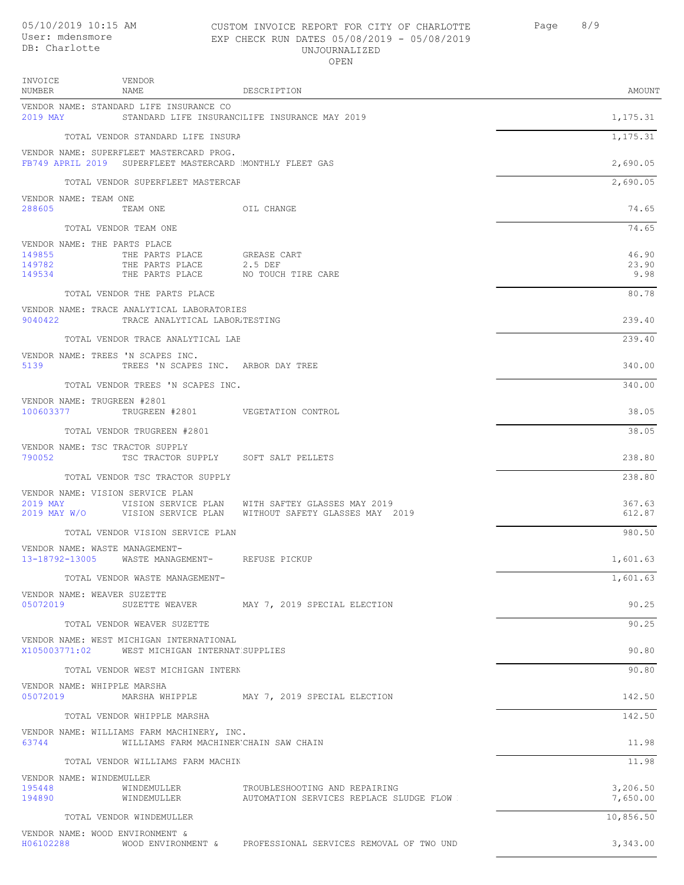05/10/2019 10:15 AM
User: mdensmore
DB: Charlotte

CUSTOM INVOICE REPORT FOR CITY OF CHARLOTTE
EXP CHECK RUN DATES 05/08/2019 - 05/08/2019
UNJOURNALIZED
OPEN

| INVOICE NUMBER | VENDOR NAME | DESCRIPTION | AMOUNT |
|---|---|---|---|
| VENDOR NAME: STANDARD LIFE INSURANCE CO | | | |
| 2019 MAY | STANDARD LIFE INSURANC | LIFE INSURANCE MAY 2019 | 1,175.31 |
| | TOTAL VENDOR STANDARD LIFE INSURA | | 1,175.31 |
| VENDOR NAME: SUPERFLEET MASTERCARD PROG. | | | |
| FB749 APRIL 2019 | SUPERFLEET MASTERCARD | MONTHLY FLEET GAS | 2,690.05 |
| | TOTAL VENDOR SUPERFLEET MASTERCAF | | 2,690.05 |
| VENDOR NAME: TEAM ONE | | | |
| 288605 | TEAM ONE | OIL CHANGE | 74.65 |
| | TOTAL VENDOR TEAM ONE | | 74.65 |
| VENDOR NAME: THE PARTS PLACE | | | |
| 149855 | THE PARTS PLACE | GREASE CART | 46.90 |
| 149782 | THE PARTS PLACE | 2.5 DEF | 23.90 |
| 149534 | THE PARTS PLACE | NO TOUCH TIRE CARE | 9.98 |
| | TOTAL VENDOR THE PARTS PLACE | | 80.78 |
| VENDOR NAME: TRACE ANALYTICAL LABORATORIES | | | |
| 9040422 | TRACE ANALYTICAL LABOR | TESTING | 239.40 |
| | TOTAL VENDOR TRACE ANALYTICAL LAE | | 239.40 |
| VENDOR NAME: TREES 'N SCAPES INC. | | | |
| 5139 | TREES 'N SCAPES INC. | ARBOR DAY TREE | 340.00 |
| | TOTAL VENDOR TREES 'N SCAPES INC. | | 340.00 |
| VENDOR NAME: TRUGREEN #2801 | | | |
| 100603377 | TRUGREEN #2801 | VEGETATION CONTROL | 38.05 |
| | TOTAL VENDOR TRUGREEN #2801 | | 38.05 |
| VENDOR NAME: TSC TRACTOR SUPPLY | | | |
| 790052 | TSC TRACTOR SUPPLY | SOFT SALT PELLETS | 238.80 |
| | TOTAL VENDOR TSC TRACTOR SUPPLY | | 238.80 |
| VENDOR NAME: VISION SERVICE PLAN | | | |
| 2019 MAY | VISION SERVICE PLAN | WITH SAFTEY GLASSES MAY 2019 | 367.63 |
| 2019 MAY W/O | VISION SERVICE PLAN | WITHOUT SAFETY GLASSES MAY 2019 | 612.87 |
| | TOTAL VENDOR VISION SERVICE PLAN | | 980.50 |
| VENDOR NAME: WASTE MANAGEMENT- | | | |
| 13-18792-13005 | WASTE MANAGEMENT- | REFUSE PICKUP | 1,601.63 |
| | TOTAL VENDOR WASTE MANAGEMENT- | | 1,601.63 |
| VENDOR NAME: WEAVER SUZETTE | | | |
| 05072019 | SUZETTE WEAVER | MAY 7, 2019 SPECIAL ELECTION | 90.25 |
| | TOTAL VENDOR WEAVER SUZETTE | | 90.25 |
| VENDOR NAME: WEST MICHIGAN INTERNATIONAL | | | |
| X105003771:02 | WEST MICHIGAN INTERNAT | SUPPLIES | 90.80 |
| | TOTAL VENDOR WEST MICHIGAN INTERN | | 90.80 |
| VENDOR NAME: WHIPPLE MARSHA | | | |
| 05072019 | MARSHA WHIPPLE | MAY 7, 2019 SPECIAL ELECTION | 142.50 |
| | TOTAL VENDOR WHIPPLE MARSHA | | 142.50 |
| VENDOR NAME: WILLIAMS FARM MACHINERY, INC. | | | |
| 63744 | WILLIAMS FARM MACHINER | CHAIN SAW CHAIN | 11.98 |
| | TOTAL VENDOR WILLIAMS FARM MACHIN | | 11.98 |
| VENDOR NAME: WINDEMULLER | | | |
| 195448 | WINDEMULLER | TROUBLESHOOTING AND REPAIRING | 3,206.50 |
| 194890 | WINDEMULLER | AUTOMATION SERVICES REPLACE SLUDGE FLOW | 7,650.00 |
| | TOTAL VENDOR WINDEMULLER | | 10,856.50 |
| VENDOR NAME: WOOD ENVIRONMENT & | | | |
| H06102288 | WOOD ENVIRONMENT & | PROFESSIONAL SERVICES REMOVAL OF TWO UND | 3,343.00 |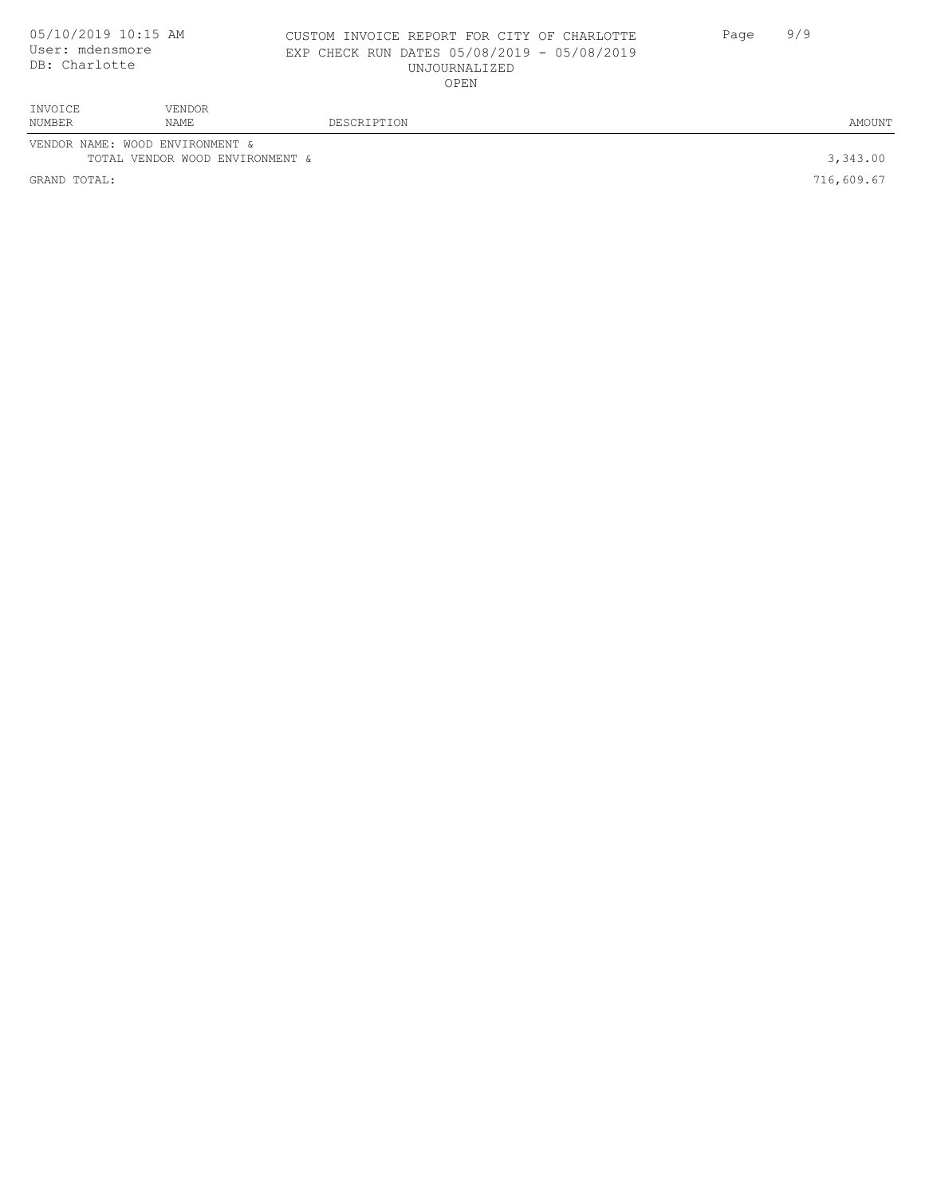| INVOICE NUMBER | VENDOR NAME | DESCRIPTION | AMOUNT |
|---|---|---|---|
| VENDOR NAME: WOOD ENVIRONMENT & | | | |
| | TOTAL VENDOR WOOD ENVIRONMENT & | | 3,343.00 |
| GRAND TOTAL: | | | 716,609.67 |